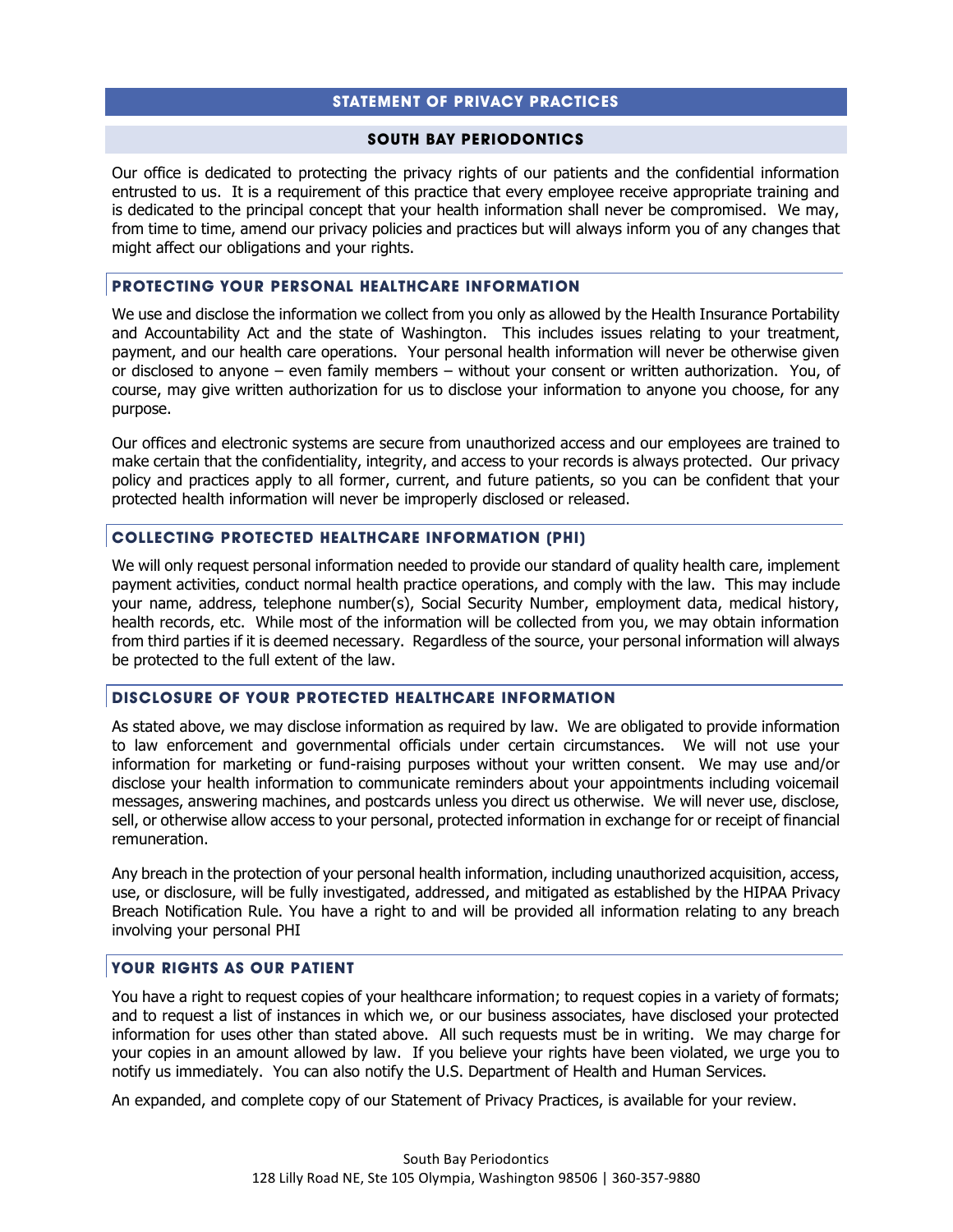# STATEMENT OF PRIVACY PRACTICES

## SOUTH BAY PERIODONTICS

Our office is dedicated to protecting the privacy rights of our patients and the confidential information entrusted to us. It is a requirement of this practice that every employee receive appropriate training and is dedicated to the principal concept that your health information shall never be compromised. We may, from time to time, amend our privacy policies and practices but will always inform you of any changes that might affect our obligations and your rights.

### PROTECTING YOUR PERSONAL HEALTHCARE INFORMATION

We use and disclose the information we collect from you only as allowed by the Health Insurance Portability and Accountability Act and the state of Washington. This includes issues relating to your treatment, payment, and our health care operations. Your personal health information will never be otherwise given or disclosed to anyone – even family members – without your consent or written authorization. You, of course, may give written authorization for us to disclose your information to anyone you choose, for any purpose.

Our offices and electronic systems are secure from unauthorized access and our employees are trained to make certain that the confidentiality, integrity, and access to your records is always protected. Our privacy policy and practices apply to all former, current, and future patients, so you can be confident that your protected health information will never be improperly disclosed or released.

### COLLECTING PROTECTED HEALTHCARE INFORMATION (PHI)

We will only request personal information needed to provide our standard of quality health care, implement payment activities, conduct normal health practice operations, and comply with the law. This may include your name, address, telephone number(s), Social Security Number, employment data, medical history, health records, etc. While most of the information will be collected from you, we may obtain information from third parties if it is deemed necessary. Regardless of the source, your personal information will always be protected to the full extent of the law.

### DISCLOSURE OF YOUR PROTECTED HEALTHCARE INFORMATION

As stated above, we may disclose information as required by law. We are obligated to provide information to law enforcement and governmental officials under certain circumstances. We will not use your information for marketing or fund-raising purposes without your written consent. We may use and/or disclose your health information to communicate reminders about your appointments including voicemail messages, answering machines, and postcards unless you direct us otherwise. We will never use, disclose, sell, or otherwise allow access to your personal, protected information in exchange for or receipt of financial remuneration.

Any breach in the protection of your personal health information, including unauthorized acquisition, access, use, or disclosure, will be fully investigated, addressed, and mitigated as established by the HIPAA Privacy Breach Notification Rule. You have a right to and will be provided all information relating to any breach involving your personal PHI

### YOUR RIGHTS AS OUR PATIENT

You have a right to request copies of your healthcare information; to request copies in a variety of formats; and to request a list of instances in which we, or our business associates, have disclosed your protected information for uses other than stated above. All such requests must be in writing. We may charge for your copies in an amount allowed by law. If you believe your rights have been violated, we urge you to notify us immediately. You can also notify the U.S. Department of Health and Human Services.

An expanded, and complete copy of our Statement of Privacy Practices, is available for your review.

South Bay Periodontics
128 Lilly Road NE, Ste 105 Olympia, Washington 98506 | 360-357-9880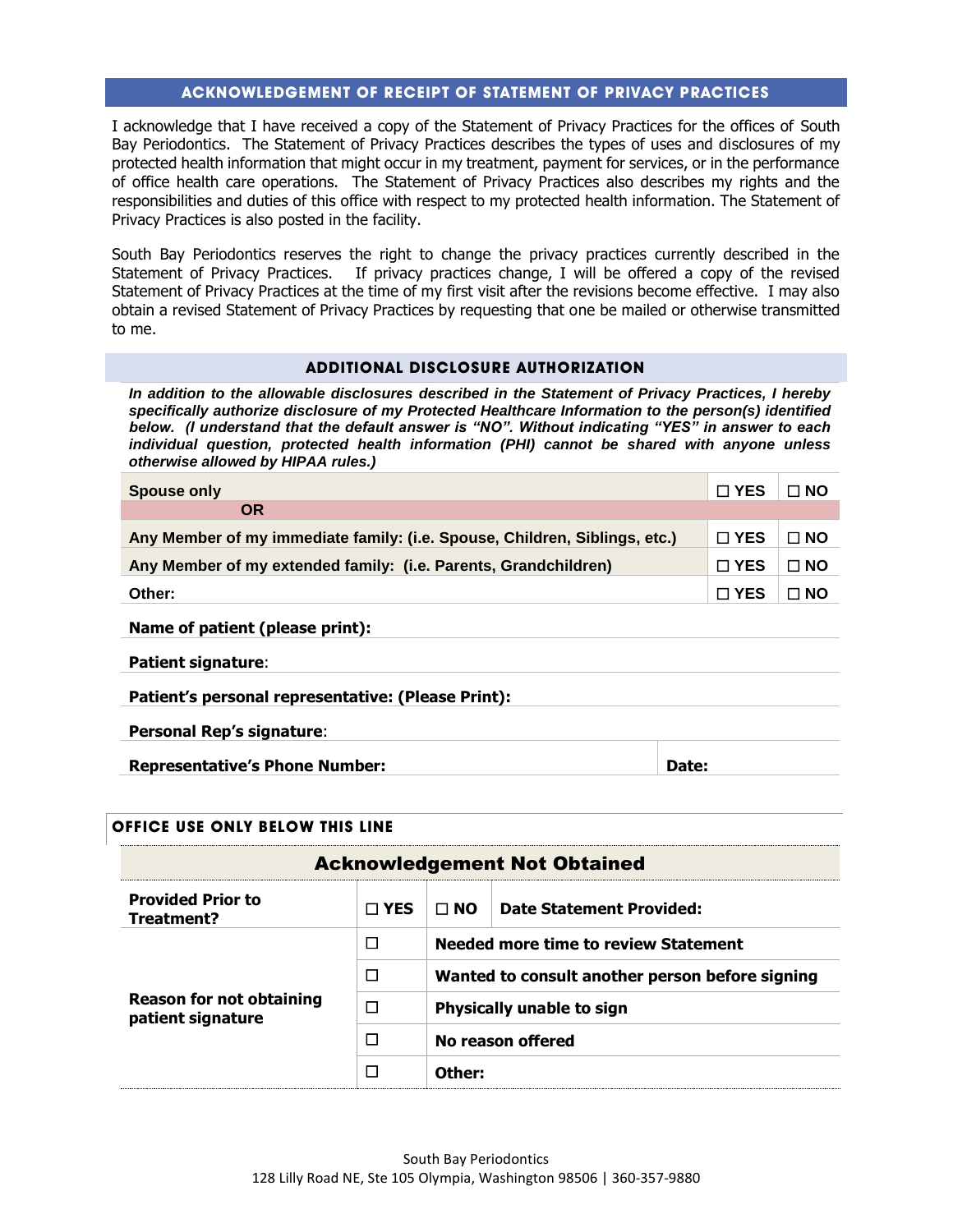## ACKNOWLEDGEMENT OF RECEIPT OF STATEMENT OF PRIVACY PRACTICES

I acknowledge that I have received a copy of the Statement of Privacy Practices for the offices of South Bay Periodontics. The Statement of Privacy Practices describes the types of uses and disclosures of my protected health information that might occur in my treatment, payment for services, or in the performance of office health care operations. The Statement of Privacy Practices also describes my rights and the responsibilities and duties of this office with respect to my protected health information. The Statement of Privacy Practices is also posted in the facility.

South Bay Periodontics reserves the right to change the privacy practices currently described in the Statement of Privacy Practices. If privacy practices change, I will be offered a copy of the revised Statement of Privacy Practices at the time of my first visit after the revisions become effective. I may also obtain a revised Statement of Privacy Practices by requesting that one be mailed or otherwise transmitted to me.

## ADDITIONAL DISCLOSURE AUTHORIZATION

***In addition to the allowable disclosures described in the Statement of Privacy Practices, I hereby specifically authorize disclosure of my Protected Healthcare Information to the person(s) identified below. (I understand that the default answer is "NO". Without indicating "YES" in answer to each individual question, protected health information (PHI) cannot be shared with anyone unless otherwise allowed by HIPAA rules.)***

| | | |
|---|---|---|
| **Spouse only** | ☐ **YES** | ☐ **NO** |
| **OR** | | |
| **Any Member of my immediate family: (i.e. Spouse, Children, Siblings, etc.)** | ☐ **YES** | ☐ **NO** |
| **Any Member of my extended family: (i.e. Parents, Grandchildren)** | ☐ **YES** | ☐ **NO** |
| **Other:** | ☐ **YES** | ☐ **NO** |

**Name of patient (please print):**

**Patient signature**:

**Patient's personal representative: (Please Print):**

**Personal Rep's signature**:

**Representative's Phone Number:** **Date:**

### OFFICE USE ONLY BELOW THIS LINE

#### Acknowledgement Not Obtained

| | | | |
|---|---|---|---|
| **Provided Prior to Treatment?** | ☐ **YES** | ☐ **NO** | **Date Statement Provided:** |
| **Reason for not obtaining patient signature** | ☐ | **Needed more time to review Statement** | |
| | ☐ | **Wanted to consult another person before signing** | |
| | ☐ | **Physically unable to sign** | |
| | ☐ | **No reason offered** | |
| | ☐ | **Other:** | |

South Bay Periodontics
128 Lilly Road NE, Ste 105 Olympia, Washington 98506 | 360-357-9880